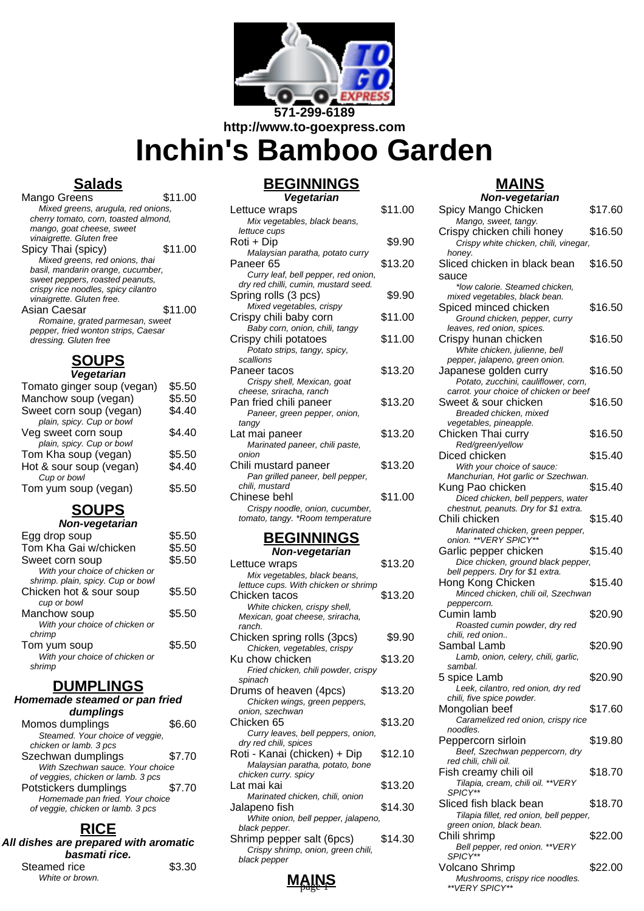571-299-6189
http://www.to-goexpress.com

# Inchin's Bamboo Garden

## Salads

| Item | Price |
|---|---|
| Mango Greens<br>*Mixed greens, arugula, red onions, cherry tomato, corn, toasted almond, mango, goat cheese, sweet vinaigrette. Gluten free* | $11.00 |
| Spicy Thai (spicy)<br>*Mixed greens, red onions, thai basil, mandarin orange, cucumber, sweet peppers, roasted peanuts, crispy rice noodles, spicy cilantro vinaigrette. Gluten free.* | $11.00 |
| Asian Caesar<br>*Romaine, grated parmesan, sweet pepper, fried wonton strips, Caesar dressing. Gluten free* | $11.00 |

## SOUPS

### Vegetarian

| Item | Price |
|---|---|
| Tomato ginger soup (vegan) | $5.50 |
| Manchow soup (vegan) | $5.50 |
| Sweet corn soup (vegan)<br>*plain, spicy. Cup or bowl* | $4.40 |
| Veg sweet corn soup<br>*plain, spicy. Cup or bowl* | $4.40 |
| Tom Kha soup (vegan) | $5.50 |
| Hot & sour soup (vegan)<br>*Cup or bowl* | $4.40 |
| Tom yum soup (vegan) | $5.50 |

## SOUPS

### Non-vegetarian

| Item | Price |
|---|---|
| Egg drop soup | $5.50 |
| Tom Kha Gai w/chicken | $5.50 |
| Sweet corn soup<br>*With your choice of chicken or shrimp. plain, spicy. Cup or bowl* | $5.50 |
| Chicken hot & sour soup<br>*cup or bowl* | $5.50 |
| Manchow soup<br>*With your choice of chicken or chrimp* | $5.50 |
| Tom yum soup<br>*With your choice of chicken or shrimp* | $5.50 |

## DUMPLINGS

### Homemade steamed or pan fried dumplings

| Item | Price |
|---|---|
| Momos dumplings<br>*Steamed. Your choice of veggie, chicken or lamb. 3 pcs* | $6.60 |
| Szechwan dumplings<br>*With Szechwan sauce. Your choice of veggies, chicken or lamb. 3 pcs* | $7.70 |
| Potstickers dumplings<br>*Homemade pan fried. Your choice of veggie, chicken or lamb. 3 pcs* | $7.70 |

## RICE

### All dishes are prepared with aromatic basmati rice.

| Item | Price |
|---|---|
| Steamed rice<br>*White or brown.* | $3.30 |

## BEGINNINGS

### Vegetarian

| Item | Price |
|---|---|
| Lettuce wraps<br>*Mix vegetables, black beans, lettuce cups* | $11.00 |
| Roti + Dip<br>*Malaysian paratha, potato curry* | $9.90 |
| Paneer 65<br>*Curry leaf, bell pepper, red onion, dry red chilli, cumin, mustard seed.* | $13.20 |
| Spring rolls (3 pcs)<br>*Mixed vegetables, crispy* | $9.90 |
| Crispy chili baby corn<br>*Baby corn, onion, chili, tangy* | $11.00 |
| Crispy chili potatoes<br>*Potato strips, tangy, spicy, scallions* | $11.00 |
| Paneer tacos<br>*Crispy shell, Mexican, goat cheese, sriracha, ranch* | $13.20 |
| Pan fried chili paneer<br>*Paneer, green pepper, onion, tangy* | $13.20 |
| Lat mai paneer<br>*Marinated paneer, chili paste, onion* | $13.20 |
| Chili mustard paneer<br>*Pan grilled paneer, bell pepper, chili, mustard* | $13.20 |
| Chinese behl<br>*Crispy noodle, onion, cucumber, tomato, tangy. \*Room temperature* | $11.00 |

## BEGINNINGS

### Non-vegetarian

| Item | Price |
|---|---|
| Lettuce wraps<br>*Mix vegetables, black beans, lettuce cups. With chicken or shrimp* | $13.20 |
| Chicken tacos<br>*White chicken, crispy shell, Mexican, goat cheese, sriracha, ranch.* | $13.20 |
| Chicken spring rolls (3pcs)<br>*Chicken, vegetables, crispy* | $9.90 |
| Ku chow chicken<br>*Fried chicken, chili powder, crispy spinach* | $13.20 |
| Drums of heaven (4pcs)<br>*Chicken wings, green peppers, onion, szechwan* | $13.20 |
| Chicken 65<br>*Curry leaves, bell peppers, onion, dry red chili, spices* | $13.20 |
| Roti - Kanai (chicken) + Dip<br>*Malaysian paratha, potato, bone chicken curry. spicy* | $12.10 |
| Lat mai kai<br>*Marinated chicken, chili, onion* | $13.20 |
| Jalapeno fish<br>*White onion, bell pepper, jalapeno, black pepper.* | $14.30 |
| Shrimp pepper salt (6pcs)<br>*Crispy shrimp, onion, green chili, black pepper* | $14.30 |

## MAINS

### Non-vegetarian

| Item | Price |
|---|---|
| Spicy Mango Chicken<br>*Mango, sweet, tangy.* | $17.60 |
| Crispy chicken chili honey<br>*Crispy white chicken, chili, vinegar, honey.* | $16.50 |
| Sliced chicken in black bean sauce<br>*\*low calorie. Steamed chicken, mixed vegetables, black bean.* | $16.50 |
| Spiced minced chicken<br>*Ground chicken, pepper, curry leaves, red onion, spices.* | $16.50 |
| Crispy hunan chicken<br>*White chicken, julienne, bell pepper, jalapeno, green onion.* | $16.50 |
| Japanese golden curry<br>*Potato, zucchini, cauliflower, corn, carrot. your choice of chicken or beef* | $16.50 |
| Sweet & sour chicken<br>*Breaded chicken, mixed vegetables, pineapple.* | $16.50 |
| Chicken Thai curry<br>*Red/green/yellow* | $16.50 |
| Diced chicken<br>*With your choice of sauce: Manchurian, Hot garlic or Szechwan.* | $15.40 |
| Kung Pao chicken<br>*Diced chicken, bell peppers, water chestnut, peanuts. Dry for $1 extra.* | $15.40 |
| Chili chicken<br>*Marinated chicken, green pepper, onion. \*\*VERY SPICY\*\** | $15.40 |
| Garlic pepper chicken<br>*Dice chicken, ground black pepper, bell peppers. Dry for $1 extra.* | $15.40 |
| Hong Kong Chicken<br>*Minced chicken, chili oil, Szechwan peppercorn.* | $15.40 |
| Cumin lamb<br>*Roasted cumin powder, dry red chili, red onion..* | $20.90 |
| Sambal Lamb<br>*Lamb, onion, celery, chili, garlic, sambal.* | $20.90 |
| 5 spice Lamb<br>*Leek, cilantro, red onion, dry red chili, five spice powder.* | $20.90 |
| Mongolian beef<br>*Caramelized red onion, crispy rice noodles.* | $17.60 |
| Peppercorn sirloin<br>*Beef, Szechwan peppercorn, dry red chili, chili oil.* | $19.80 |
| Fish creamy chili oil<br>*Tilapia, cream, chili oil. \*\*VERY SPICY\*\** | $18.70 |
| Sliced fish black bean<br>*Tilapia fillet, red onion, bell pepper, green onion, black bean.* | $18.70 |
| Chili shrimp<br>*Bell pepper, red onion. \*\*VERY SPICY\*\** | $22.00 |
| Volcano Shrimp<br>*Mushrooms, crispy rice noodles. \*\*VERY SPICY\*\** | $22.00 |

## MAINS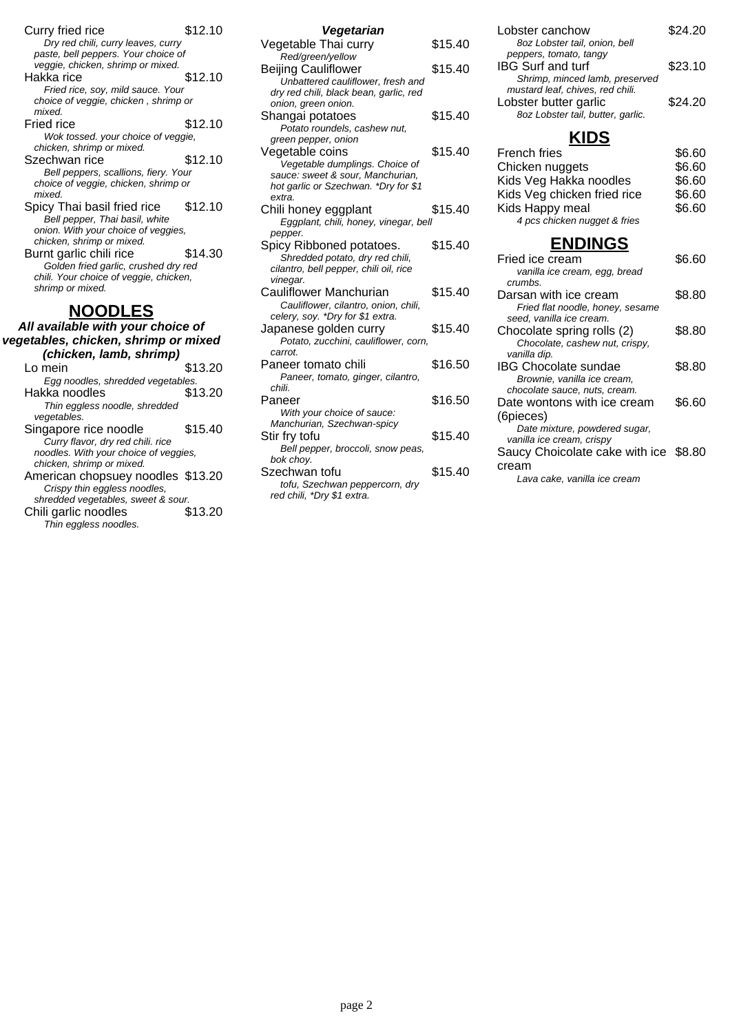**Curry fried rice** $12.10
*Dry red chili, curry leaves, curry paste, bell peppers. Your choice of veggie, chicken, shrimp or mixed.*

**Hakka rice** $12.10
*Fried rice, soy, mild sauce. Your choice of veggie, chicken , shrimp or mixed.*

**Fried rice** $12.10
*Wok tossed. your choice of veggie, chicken, shrimp or mixed.*

**Szechwan rice** $12.10
*Bell peppers, scallions, fiery. Your choice of veggie, chicken, shrimp or mixed.*

**Spicy Thai basil fried rice** $12.10
*Bell pepper, Thai basil, white onion. With your choice of veggies, chicken, shrimp or mixed.*

**Burnt garlic chili rice** $14.30
*Golden fried garlic, crushed dry red chili. Your choice of veggie, chicken, shrimp or mixed.*

## NOODLES

***All available with your choice of vegetables, chicken, shrimp or mixed (chicken, lamb, shrimp)***

**Lo mein** $13.20
*Egg noodles, shredded vegetables.*

**Hakka noodles** $13.20
*Thin eggless noodle, shredded vegetables.*

**Singapore rice noodle** $15.40
*Curry flavor, dry red chili. rice noodles. With your choice of veggies, chicken, shrimp or mixed.*

**American chopsuey noodles** $13.20
*Crispy thin eggless noodles, shredded vegetables, sweet & sour.*

**Chili garlic noodles** $13.20
*Thin eggless noodles.*

### *Vegetarian*

**Vegetable Thai curry** $15.40
*Red/green/yellow*

**Beijing Cauliflower** $15.40
*Unbattered cauliflower, fresh and dry red chili, black bean, garlic, red onion, green onion.*

**Shangai potatoes** $15.40
*Potato roundels, cashew nut, green pepper, onion*

**Vegetable coins** $15.40
*Vegetable dumplings. Choice of sauce: sweet & sour, Manchurian, hot garlic or Szechwan. *Dry for $1 extra.*

**Chili honey eggplant** $15.40
*Eggplant, chili, honey, vinegar, bell pepper.*

**Spicy Ribboned potatoes.** $15.40
*Shredded potato, dry red chili, cilantro, bell pepper, chili oil, rice vinegar.*

**Cauliflower Manchurian** $15.40
*Cauliflower, cilantro, onion, chili, celery, soy. *Dry for $1 extra.*

**Japanese golden curry** $15.40
*Potato, zucchini, cauliflower, corn, carrot.*

**Paneer tomato chili** $16.50
*Paneer, tomato, ginger, cilantro, chili.*

**Paneer** $16.50
*With your choice of sauce: Manchurian, Szechwan-spicy*

**Stir fry tofu** $15.40
*Bell pepper, broccoli, snow peas, bok choy.*

**Szechwan tofu** $15.40
*tofu, Szechwan peppercorn, dry red chili, *Dry $1 extra.*

**Lobster canchow** $24.20
*8oz Lobster tail, onion, bell peppers, tomato, tangy*

**IBG Surf and turf** $23.10
*Shrimp, minced lamb, preserved mustard leaf, chives, red chili.*

**Lobster butter garlic** $24.20
*8oz Lobster tail, butter, garlic.*

## KIDS

French fries $6.60
Chicken nuggets $6.60
Kids Veg Hakka noodles $6.60
Kids Veg chicken fried rice $6.60
Kids Happy meal $6.60
*4 pcs chicken nugget & fries*

## ENDINGS

**Fried ice cream** $6.60
*vanilla ice cream, egg, bread crumbs.*

**Darsan with ice cream** $8.80
*Fried flat noodle, honey, sesame seed, vanilla ice cream.*

**Chocolate spring rolls (2)** $8.80
*Chocolate, cashew nut, crispy, vanilla dip.*

**IBG Chocolate sundae** $8.80
*Brownie, vanilla ice cream, chocolate sauce, nuts, cream.*

**Date wontons with ice cream (6pieces)** $6.60
*Date mixture, powdered sugar, vanilla ice cream, crispy*

**Saucy Choicolate cake with ice cream** $8.80
*Lava cake, vanilla ice cream*